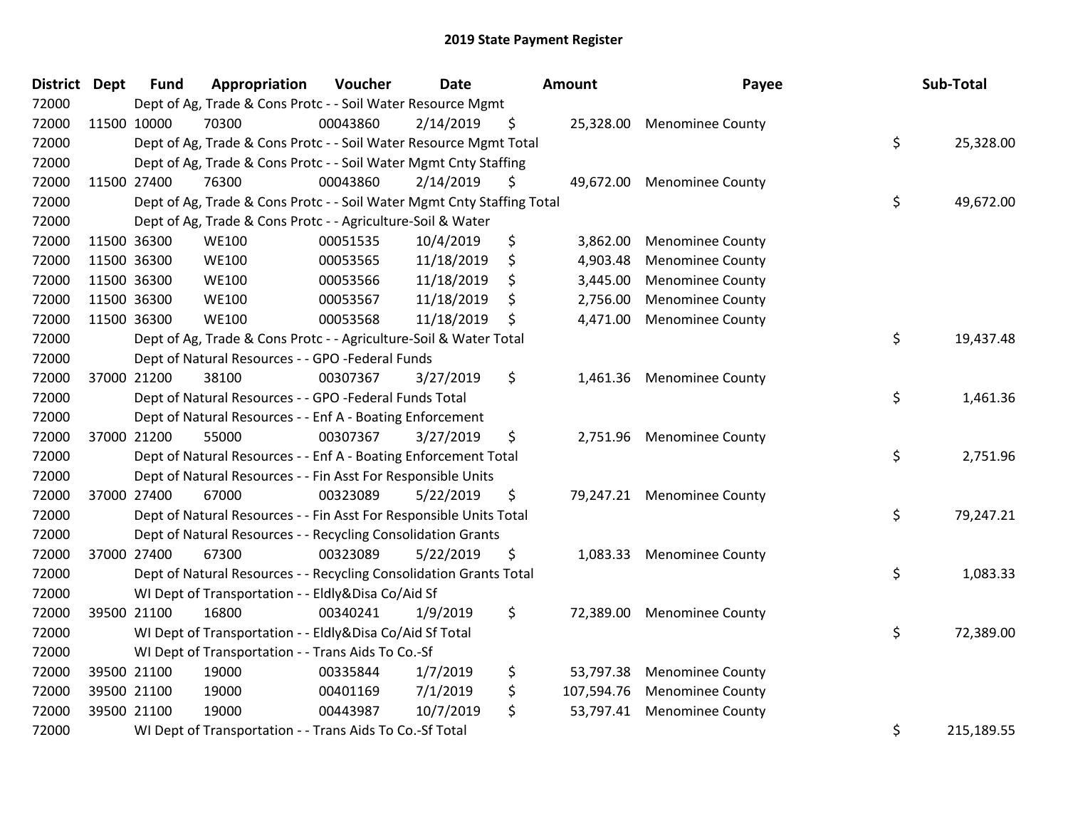# 2019 State Payment Register

| District | Dept | Fund | Appropriation | Voucher | Date | Amount | Payee | Sub-Total |
|---|---|---|---|---|---|---|---|---|
| 72000 | | Dept of Ag, Trade & Cons Protc - - Soil Water Resource Mgmt | | | | | | |
| 72000 | 11500 | 10000 | 70300 | 00043860 | 2/14/2019 | $ 25,328.00 | Menominee County | |
| 72000 | | Dept of Ag, Trade & Cons Protc - - Soil Water Resource Mgmt Total | | | | | | $ 25,328.00 |
| 72000 | | Dept of Ag, Trade & Cons Protc - - Soil Water Mgmt Cnty Staffing | | | | | | |
| 72000 | 11500 | 27400 | 76300 | 00043860 | 2/14/2019 | $ 49,672.00 | Menominee County | |
| 72000 | | Dept of Ag, Trade & Cons Protc - - Soil Water Mgmt Cnty Staffing Total | | | | | | $ 49,672.00 |
| 72000 | | Dept of Ag, Trade & Cons Protc - - Agriculture-Soil & Water | | | | | | |
| 72000 | 11500 | 36300 | WE100 | 00051535 | 10/4/2019 | $ 3,862.00 | Menominee County | |
| 72000 | 11500 | 36300 | WE100 | 00053565 | 11/18/2019 | $ 4,903.48 | Menominee County | |
| 72000 | 11500 | 36300 | WE100 | 00053566 | 11/18/2019 | $ 3,445.00 | Menominee County | |
| 72000 | 11500 | 36300 | WE100 | 00053567 | 11/18/2019 | $ 2,756.00 | Menominee County | |
| 72000 | 11500 | 36300 | WE100 | 00053568 | 11/18/2019 | $ 4,471.00 | Menominee County | |
| 72000 | | Dept of Ag, Trade & Cons Protc - - Agriculture-Soil & Water Total | | | | | | $ 19,437.48 |
| 72000 | | Dept of Natural Resources - - GPO -Federal Funds | | | | | | |
| 72000 | 37000 | 21200 | 38100 | 00307367 | 3/27/2019 | $ 1,461.36 | Menominee County | |
| 72000 | | Dept of Natural Resources - - GPO -Federal Funds Total | | | | | | $ 1,461.36 |
| 72000 | | Dept of Natural Resources - - Enf A - Boating Enforcement | | | | | | |
| 72000 | 37000 | 21200 | 55000 | 00307367 | 3/27/2019 | $ 2,751.96 | Menominee County | |
| 72000 | | Dept of Natural Resources - - Enf A - Boating Enforcement Total | | | | | | $ 2,751.96 |
| 72000 | | Dept of Natural Resources - - Fin Asst For Responsible Units | | | | | | |
| 72000 | 37000 | 27400 | 67000 | 00323089 | 5/22/2019 | $ 79,247.21 | Menominee County | |
| 72000 | | Dept of Natural Resources - - Fin Asst For Responsible Units Total | | | | | | $ 79,247.21 |
| 72000 | | Dept of Natural Resources - - Recycling Consolidation Grants | | | | | | |
| 72000 | 37000 | 27400 | 67300 | 00323089 | 5/22/2019 | $ 1,083.33 | Menominee County | |
| 72000 | | Dept of Natural Resources - - Recycling Consolidation Grants Total | | | | | | $ 1,083.33 |
| 72000 | | WI Dept of Transportation - - Eldly&Disa Co/Aid Sf | | | | | | |
| 72000 | 39500 | 21100 | 16800 | 00340241 | 1/9/2019 | $ 72,389.00 | Menominee County | |
| 72000 | | WI Dept of Transportation - - Eldly&Disa Co/Aid Sf Total | | | | | | $ 72,389.00 |
| 72000 | | WI Dept of Transportation - - Trans Aids To Co.-Sf | | | | | | |
| 72000 | 39500 | 21100 | 19000 | 00335844 | 1/7/2019 | $ 53,797.38 | Menominee County | |
| 72000 | 39500 | 21100 | 19000 | 00401169 | 7/1/2019 | $ 107,594.76 | Menominee County | |
| 72000 | 39500 | 21100 | 19000 | 00443987 | 10/7/2019 | $ 53,797.41 | Menominee County | |
| 72000 | | WI Dept of Transportation - - Trans Aids To Co.-Sf Total | | | | | | $ 215,189.55 |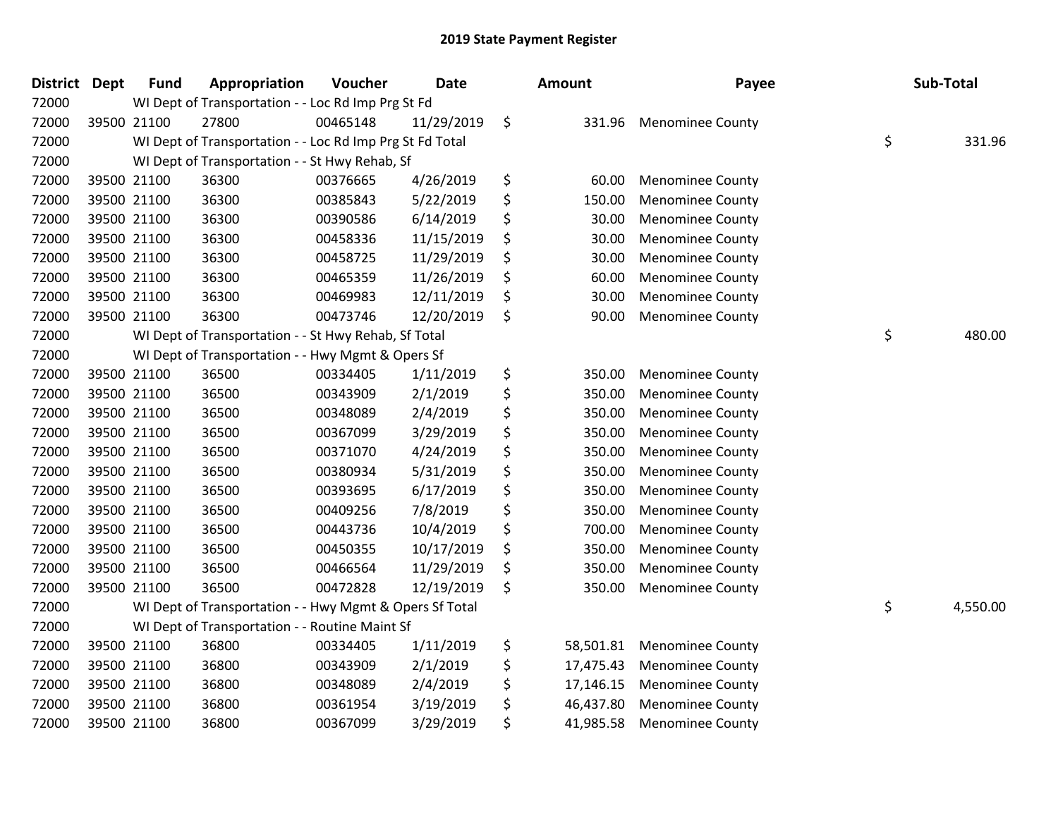# 2019 State Payment Register

| District | Dept | Fund | Appropriation | Voucher | Date | Amount | Payee | Sub-Total |
|---|---|---|---|---|---|---|---|---|
| 72000 | | WI Dept of Transportation - - Loc Rd Imp Prg St Fd | | | | | | |
| 72000 | 39500 | 21100 | 27800 | 00465148 | 11/29/2019 | $ 331.96 | Menominee County | |
| 72000 | | WI Dept of Transportation - - Loc Rd Imp Prg St Fd Total | | | | | | $ 331.96 |
| 72000 | | WI Dept of Transportation - - St Hwy Rehab, Sf | | | | | | |
| 72000 | 39500 | 21100 | 36300 | 00376665 | 4/26/2019 | $ 60.00 | Menominee County | |
| 72000 | 39500 | 21100 | 36300 | 00385843 | 5/22/2019 | $ 150.00 | Menominee County | |
| 72000 | 39500 | 21100 | 36300 | 00390586 | 6/14/2019 | $ 30.00 | Menominee County | |
| 72000 | 39500 | 21100 | 36300 | 00458336 | 11/15/2019 | $ 30.00 | Menominee County | |
| 72000 | 39500 | 21100 | 36300 | 00458725 | 11/29/2019 | $ 30.00 | Menominee County | |
| 72000 | 39500 | 21100 | 36300 | 00465359 | 11/26/2019 | $ 60.00 | Menominee County | |
| 72000 | 39500 | 21100 | 36300 | 00469983 | 12/11/2019 | $ 30.00 | Menominee County | |
| 72000 | 39500 | 21100 | 36300 | 00473746 | 12/20/2019 | $ 90.00 | Menominee County | |
| 72000 | | WI Dept of Transportation - - St Hwy Rehab, Sf Total | | | | | | $ 480.00 |
| 72000 | | WI Dept of Transportation - - Hwy Mgmt & Opers Sf | | | | | | |
| 72000 | 39500 | 21100 | 36500 | 00334405 | 1/11/2019 | $ 350.00 | Menominee County | |
| 72000 | 39500 | 21100 | 36500 | 00343909 | 2/1/2019 | $ 350.00 | Menominee County | |
| 72000 | 39500 | 21100 | 36500 | 00348089 | 2/4/2019 | $ 350.00 | Menominee County | |
| 72000 | 39500 | 21100 | 36500 | 00367099 | 3/29/2019 | $ 350.00 | Menominee County | |
| 72000 | 39500 | 21100 | 36500 | 00371070 | 4/24/2019 | $ 350.00 | Menominee County | |
| 72000 | 39500 | 21100 | 36500 | 00380934 | 5/31/2019 | $ 350.00 | Menominee County | |
| 72000 | 39500 | 21100 | 36500 | 00393695 | 6/17/2019 | $ 350.00 | Menominee County | |
| 72000 | 39500 | 21100 | 36500 | 00409256 | 7/8/2019 | $ 350.00 | Menominee County | |
| 72000 | 39500 | 21100 | 36500 | 00443736 | 10/4/2019 | $ 700.00 | Menominee County | |
| 72000 | 39500 | 21100 | 36500 | 00450355 | 10/17/2019 | $ 350.00 | Menominee County | |
| 72000 | 39500 | 21100 | 36500 | 00466564 | 11/29/2019 | $ 350.00 | Menominee County | |
| 72000 | 39500 | 21100 | 36500 | 00472828 | 12/19/2019 | $ 350.00 | Menominee County | |
| 72000 | | WI Dept of Transportation - - Hwy Mgmt & Opers Sf Total | | | | | | $ 4,550.00 |
| 72000 | | WI Dept of Transportation - - Routine Maint Sf | | | | | | |
| 72000 | 39500 | 21100 | 36800 | 00334405 | 1/11/2019 | $ 58,501.81 | Menominee County | |
| 72000 | 39500 | 21100 | 36800 | 00343909 | 2/1/2019 | $ 17,475.43 | Menominee County | |
| 72000 | 39500 | 21100 | 36800 | 00348089 | 2/4/2019 | $ 17,146.15 | Menominee County | |
| 72000 | 39500 | 21100 | 36800 | 00361954 | 3/19/2019 | $ 46,437.80 | Menominee County | |
| 72000 | 39500 | 21100 | 36800 | 00367099 | 3/29/2019 | $ 41,985.58 | Menominee County | |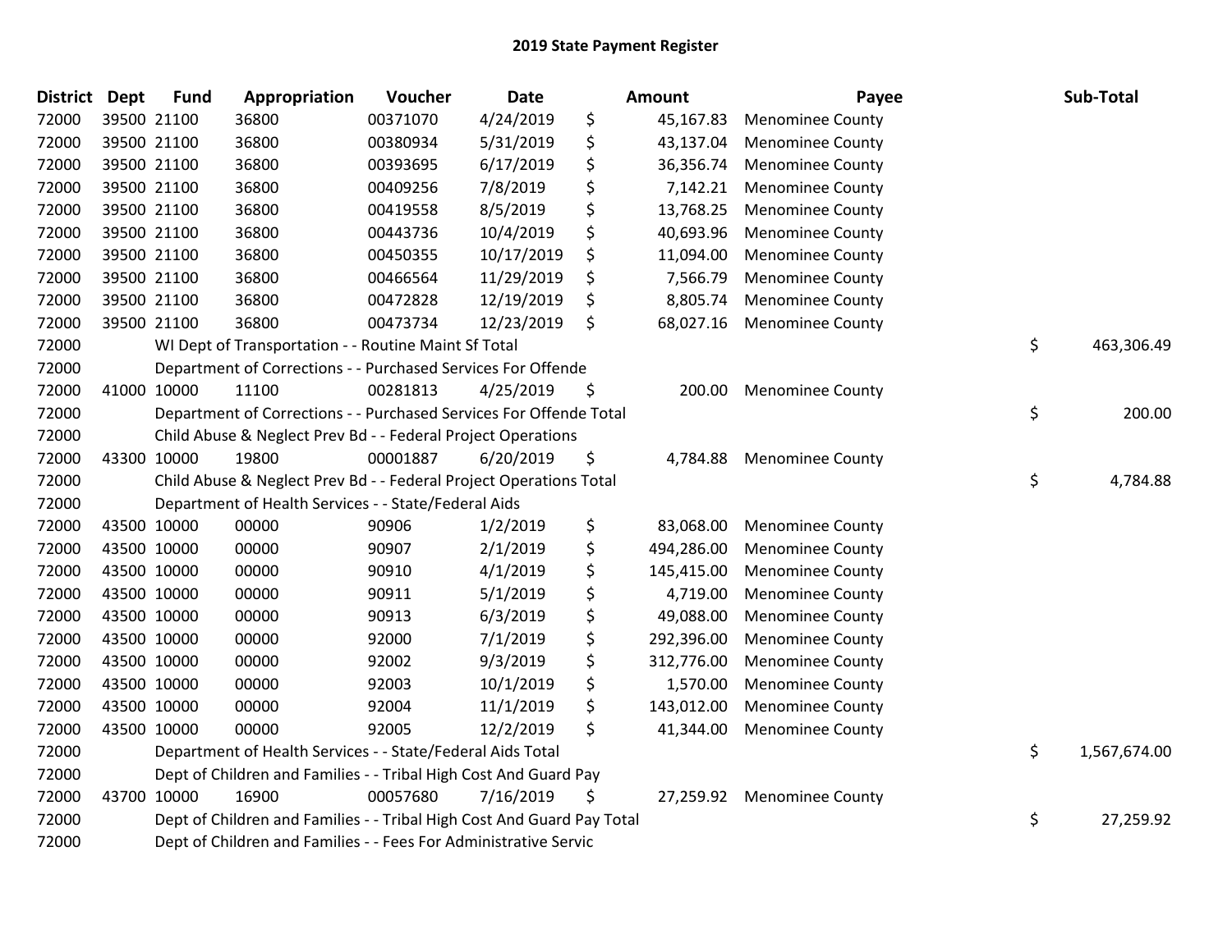## 2019 State Payment Register

| District | Dept | Fund | Appropriation | Voucher | Date | | Amount | Payee | | Sub-Total |
|---|---|---|---|---|---|---|---|---|---|---|
| 72000 | 39500 | 21100 | 36800 | 00371070 | 4/24/2019 | $ | 45,167.83 | Menominee County | | |
| 72000 | 39500 | 21100 | 36800 | 00380934 | 5/31/2019 | $ | 43,137.04 | Menominee County | | |
| 72000 | 39500 | 21100 | 36800 | 00393695 | 6/17/2019 | $ | 36,356.74 | Menominee County | | |
| 72000 | 39500 | 21100 | 36800 | 00409256 | 7/8/2019 | $ | 7,142.21 | Menominee County | | |
| 72000 | 39500 | 21100 | 36800 | 00419558 | 8/5/2019 | $ | 13,768.25 | Menominee County | | |
| 72000 | 39500 | 21100 | 36800 | 00443736 | 10/4/2019 | $ | 40,693.96 | Menominee County | | |
| 72000 | 39500 | 21100 | 36800 | 00450355 | 10/17/2019 | $ | 11,094.00 | Menominee County | | |
| 72000 | 39500 | 21100 | 36800 | 00466564 | 11/29/2019 | $ | 7,566.79 | Menominee County | | |
| 72000 | 39500 | 21100 | 36800 | 00472828 | 12/19/2019 | $ | 8,805.74 | Menominee County | | |
| 72000 | 39500 | 21100 | 36800 | 00473734 | 12/23/2019 | $ | 68,027.16 | Menominee County | | |
| 72000 | | | WI Dept of Transportation - - Routine Maint Sf Total | | | | | | $ | 463,306.49 |
| 72000 | | | Department of Corrections - - Purchased Services For Offende | | | | | | | |
| 72000 | 41000 | 10000 | 11100 | 00281813 | 4/25/2019 | $ | 200.00 | Menominee County | | |
| 72000 | | | Department of Corrections - - Purchased Services For Offende Total | | | | | | $ | 200.00 |
| 72000 | | | Child Abuse & Neglect Prev Bd - - Federal Project Operations | | | | | | | |
| 72000 | 43300 | 10000 | 19800 | 00001887 | 6/20/2019 | $ | 4,784.88 | Menominee County | | |
| 72000 | | | Child Abuse & Neglect Prev Bd - - Federal Project Operations Total | | | | | | $ | 4,784.88 |
| 72000 | | | Department of Health Services - - State/Federal Aids | | | | | | | |
| 72000 | 43500 | 10000 | 00000 | 90906 | 1/2/2019 | $ | 83,068.00 | Menominee County | | |
| 72000 | 43500 | 10000 | 00000 | 90907 | 2/1/2019 | $ | 494,286.00 | Menominee County | | |
| 72000 | 43500 | 10000 | 00000 | 90910 | 4/1/2019 | $ | 145,415.00 | Menominee County | | |
| 72000 | 43500 | 10000 | 00000 | 90911 | 5/1/2019 | $ | 4,719.00 | Menominee County | | |
| 72000 | 43500 | 10000 | 00000 | 90913 | 6/3/2019 | $ | 49,088.00 | Menominee County | | |
| 72000 | 43500 | 10000 | 00000 | 92000 | 7/1/2019 | $ | 292,396.00 | Menominee County | | |
| 72000 | 43500 | 10000 | 00000 | 92002 | 9/3/2019 | $ | 312,776.00 | Menominee County | | |
| 72000 | 43500 | 10000 | 00000 | 92003 | 10/1/2019 | $ | 1,570.00 | Menominee County | | |
| 72000 | 43500 | 10000 | 00000 | 92004 | 11/1/2019 | $ | 143,012.00 | Menominee County | | |
| 72000 | 43500 | 10000 | 00000 | 92005 | 12/2/2019 | $ | 41,344.00 | Menominee County | | |
| 72000 | | | Department of Health Services - - State/Federal Aids Total | | | | | | $ | 1,567,674.00 |
| 72000 | | | Dept of Children and Families - - Tribal High Cost And Guard Pay | | | | | | | |
| 72000 | 43700 | 10000 | 16900 | 00057680 | 7/16/2019 | $ | 27,259.92 | Menominee County | | |
| 72000 | | | Dept of Children and Families - - Tribal High Cost And Guard Pay Total | | | | | | $ | 27,259.92 |
| 72000 | | | Dept of Children and Families - - Fees For Administrative Servic | | | | | | | |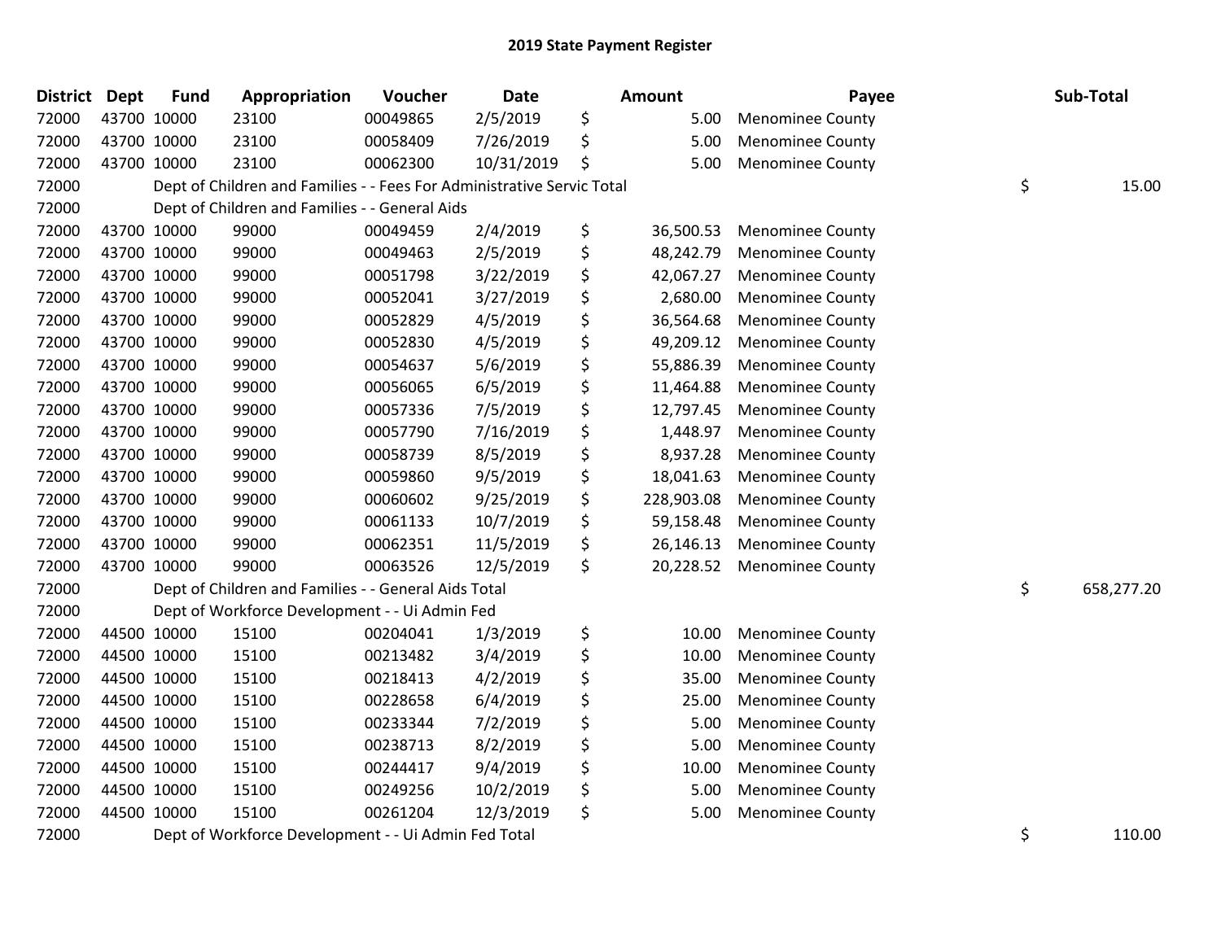## 2019 State Payment Register

| District | Dept | Fund | Appropriation | Voucher | Date | Amount | Payee | Sub-Total |
|---|---|---|---|---|---|---|---|---|
| 72000 | 43700 | 10000 | 23100 | 00049865 | 2/5/2019 | $ 5.00 | Menominee County | |
| 72000 | 43700 | 10000 | 23100 | 00058409 | 7/26/2019 | $ 5.00 | Menominee County | |
| 72000 | 43700 | 10000 | 23100 | 00062300 | 10/31/2019 | $ 5.00 | Menominee County | |
| 72000 | | | Dept of Children and Families - - Fees For Administrative Servic Total | | | | | $ 15.00 |
| 72000 | | | Dept of Children and Families - - General Aids | | | | | |
| 72000 | 43700 | 10000 | 99000 | 00049459 | 2/4/2019 | $ 36,500.53 | Menominee County | |
| 72000 | 43700 | 10000 | 99000 | 00049463 | 2/5/2019 | $ 48,242.79 | Menominee County | |
| 72000 | 43700 | 10000 | 99000 | 00051798 | 3/22/2019 | $ 42,067.27 | Menominee County | |
| 72000 | 43700 | 10000 | 99000 | 00052041 | 3/27/2019 | $ 2,680.00 | Menominee County | |
| 72000 | 43700 | 10000 | 99000 | 00052829 | 4/5/2019 | $ 36,564.68 | Menominee County | |
| 72000 | 43700 | 10000 | 99000 | 00052830 | 4/5/2019 | $ 49,209.12 | Menominee County | |
| 72000 | 43700 | 10000 | 99000 | 00054637 | 5/6/2019 | $ 55,886.39 | Menominee County | |
| 72000 | 43700 | 10000 | 99000 | 00056065 | 6/5/2019 | $ 11,464.88 | Menominee County | |
| 72000 | 43700 | 10000 | 99000 | 00057336 | 7/5/2019 | $ 12,797.45 | Menominee County | |
| 72000 | 43700 | 10000 | 99000 | 00057790 | 7/16/2019 | $ 1,448.97 | Menominee County | |
| 72000 | 43700 | 10000 | 99000 | 00058739 | 8/5/2019 | $ 8,937.28 | Menominee County | |
| 72000 | 43700 | 10000 | 99000 | 00059860 | 9/5/2019 | $ 18,041.63 | Menominee County | |
| 72000 | 43700 | 10000 | 99000 | 00060602 | 9/25/2019 | $ 228,903.08 | Menominee County | |
| 72000 | 43700 | 10000 | 99000 | 00061133 | 10/7/2019 | $ 59,158.48 | Menominee County | |
| 72000 | 43700 | 10000 | 99000 | 00062351 | 11/5/2019 | $ 26,146.13 | Menominee County | |
| 72000 | 43700 | 10000 | 99000 | 00063526 | 12/5/2019 | $ 20,228.52 | Menominee County | |
| 72000 | | | Dept of Children and Families - - General Aids Total | | | | | $ 658,277.20 |
| 72000 | | | Dept of Workforce Development - - Ui Admin Fed | | | | | |
| 72000 | 44500 | 10000 | 15100 | 00204041 | 1/3/2019 | $ 10.00 | Menominee County | |
| 72000 | 44500 | 10000 | 15100 | 00213482 | 3/4/2019 | $ 10.00 | Menominee County | |
| 72000 | 44500 | 10000 | 15100 | 00218413 | 4/2/2019 | $ 35.00 | Menominee County | |
| 72000 | 44500 | 10000 | 15100 | 00228658 | 6/4/2019 | $ 25.00 | Menominee County | |
| 72000 | 44500 | 10000 | 15100 | 00233344 | 7/2/2019 | $ 5.00 | Menominee County | |
| 72000 | 44500 | 10000 | 15100 | 00238713 | 8/2/2019 | $ 5.00 | Menominee County | |
| 72000 | 44500 | 10000 | 15100 | 00244417 | 9/4/2019 | $ 10.00 | Menominee County | |
| 72000 | 44500 | 10000 | 15100 | 00249256 | 10/2/2019 | $ 5.00 | Menominee County | |
| 72000 | 44500 | 10000 | 15100 | 00261204 | 12/3/2019 | $ 5.00 | Menominee County | |
| 72000 | | | Dept of Workforce Development - - Ui Admin Fed Total | | | | | $ 110.00 |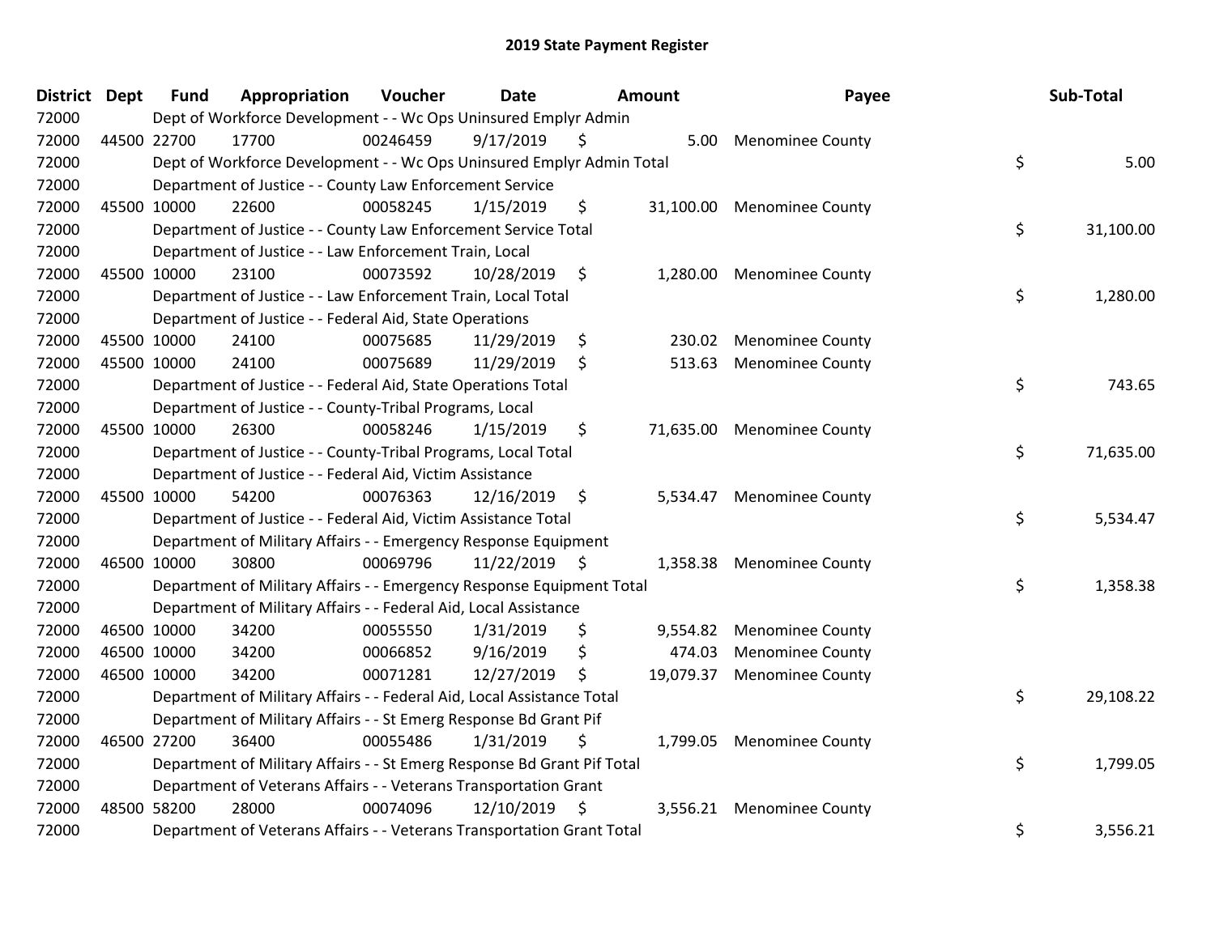# 2019 State Payment Register

| District | Dept | Fund | Appropriation | Voucher | Date | Amount | Payee | Sub-Total |
|---|---|---|---|---|---|---|---|---|
| 72000 | Dept of Workforce Development - - Wc Ops Uninsured Emplyr Admin | | | | | | | |
| 72000 | 44500 | 22700 | 17700 | 00246459 | 9/17/2019 | $ 5.00 | Menominee County | |
| 72000 | Dept of Workforce Development - - Wc Ops Uninsured Emplyr Admin Total | | | | | | | $ 5.00 |
| 72000 | Department of Justice - - County Law Enforcement Service | | | | | | | |
| 72000 | 45500 | 10000 | 22600 | 00058245 | 1/15/2019 | $ 31,100.00 | Menominee County | |
| 72000 | Department of Justice - - County Law Enforcement Service Total | | | | | | | $ 31,100.00 |
| 72000 | Department of Justice - - Law Enforcement Train, Local | | | | | | | |
| 72000 | 45500 | 10000 | 23100 | 00073592 | 10/28/2019 | $ 1,280.00 | Menominee County | |
| 72000 | Department of Justice - - Law Enforcement Train, Local Total | | | | | | | $ 1,280.00 |
| 72000 | Department of Justice - - Federal Aid, State Operations | | | | | | | |
| 72000 | 45500 | 10000 | 24100 | 00075685 | 11/29/2019 | $ 230.02 | Menominee County | |
| 72000 | 45500 | 10000 | 24100 | 00075689 | 11/29/2019 | $ 513.63 | Menominee County | |
| 72000 | Department of Justice - - Federal Aid, State Operations Total | | | | | | | $ 743.65 |
| 72000 | Department of Justice - - County-Tribal Programs, Local | | | | | | | |
| 72000 | 45500 | 10000 | 26300 | 00058246 | 1/15/2019 | $ 71,635.00 | Menominee County | |
| 72000 | Department of Justice - - County-Tribal Programs, Local Total | | | | | | | $ 71,635.00 |
| 72000 | Department of Justice - - Federal Aid, Victim Assistance | | | | | | | |
| 72000 | 45500 | 10000 | 54200 | 00076363 | 12/16/2019 | $ 5,534.47 | Menominee County | |
| 72000 | Department of Justice - - Federal Aid, Victim Assistance Total | | | | | | | $ 5,534.47 |
| 72000 | Department of Military Affairs - - Emergency Response Equipment | | | | | | | |
| 72000 | 46500 | 10000 | 30800 | 00069796 | 11/22/2019 | $ 1,358.38 | Menominee County | |
| 72000 | Department of Military Affairs - - Emergency Response Equipment Total | | | | | | | $ 1,358.38 |
| 72000 | Department of Military Affairs - - Federal Aid, Local Assistance | | | | | | | |
| 72000 | 46500 | 10000 | 34200 | 00055550 | 1/31/2019 | $ 9,554.82 | Menominee County | |
| 72000 | 46500 | 10000 | 34200 | 00066852 | 9/16/2019 | $ 474.03 | Menominee County | |
| 72000 | 46500 | 10000 | 34200 | 00071281 | 12/27/2019 | $ 19,079.37 | Menominee County | |
| 72000 | Department of Military Affairs - - Federal Aid, Local Assistance Total | | | | | | | $ 29,108.22 |
| 72000 | Department of Military Affairs - - St Emerg Response Bd Grant Pif | | | | | | | |
| 72000 | 46500 | 27200 | 36400 | 00055486 | 1/31/2019 | $ 1,799.05 | Menominee County | |
| 72000 | Department of Military Affairs - - St Emerg Response Bd Grant Pif Total | | | | | | | $ 1,799.05 |
| 72000 | Department of Veterans Affairs - - Veterans Transportation Grant | | | | | | | |
| 72000 | 48500 | 58200 | 28000 | 00074096 | 12/10/2019 | $ 3,556.21 | Menominee County | |
| 72000 | Department of Veterans Affairs - - Veterans Transportation Grant Total | | | | | | | $ 3,556.21 |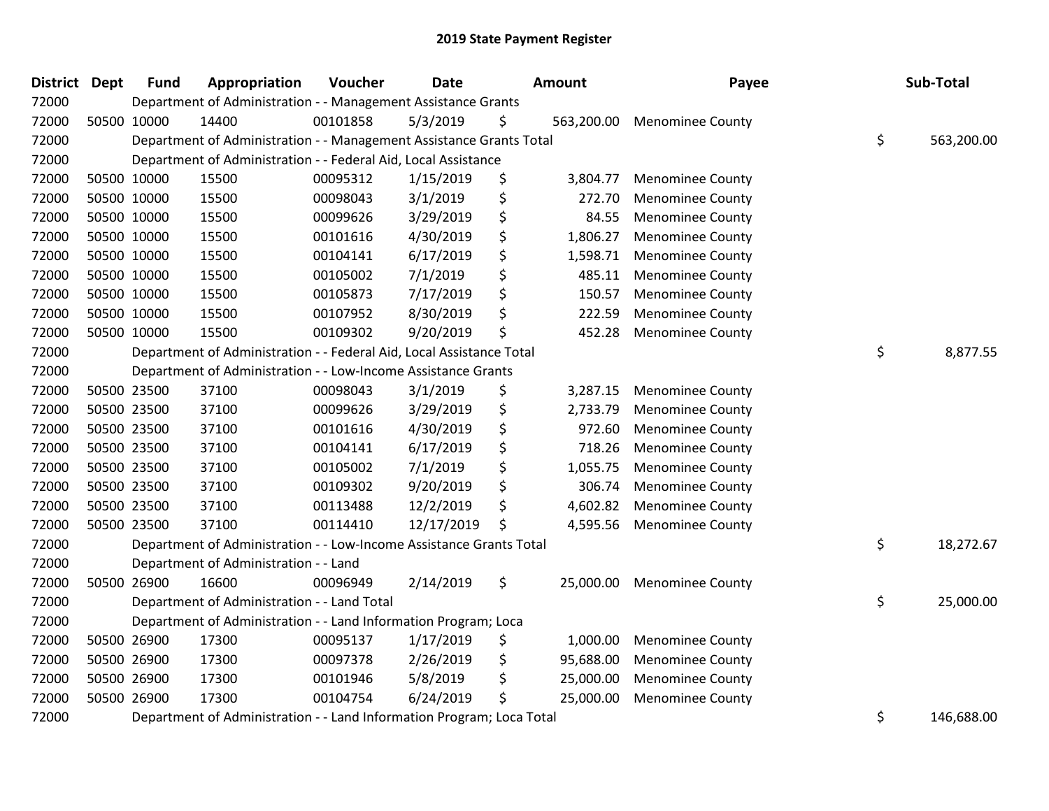# 2019 State Payment Register

| District | Dept | Fund | Appropriation | Voucher | Date | Amount | Payee | Sub-Total |
|---|---|---|---|---|---|---|---|---|
| 72000 | | Department of Administration - - Management Assistance Grants | | | | | | |
| 72000 | 50500 | 10000 | 14400 | 00101858 | 5/3/2019 | $ 563,200.00 | Menominee County | |
| 72000 | | Department of Administration - - Management Assistance Grants Total | | | | | | $ 563,200.00 |
| 72000 | | Department of Administration - - Federal Aid, Local Assistance | | | | | | |
| 72000 | 50500 | 10000 | 15500 | 00095312 | 1/15/2019 | $ 3,804.77 | Menominee County | |
| 72000 | 50500 | 10000 | 15500 | 00098043 | 3/1/2019 | $ 272.70 | Menominee County | |
| 72000 | 50500 | 10000 | 15500 | 00099626 | 3/29/2019 | $ 84.55 | Menominee County | |
| 72000 | 50500 | 10000 | 15500 | 00101616 | 4/30/2019 | $ 1,806.27 | Menominee County | |
| 72000 | 50500 | 10000 | 15500 | 00104141 | 6/17/2019 | $ 1,598.71 | Menominee County | |
| 72000 | 50500 | 10000 | 15500 | 00105002 | 7/1/2019 | $ 485.11 | Menominee County | |
| 72000 | 50500 | 10000 | 15500 | 00105873 | 7/17/2019 | $ 150.57 | Menominee County | |
| 72000 | 50500 | 10000 | 15500 | 00107952 | 8/30/2019 | $ 222.59 | Menominee County | |
| 72000 | 50500 | 10000 | 15500 | 00109302 | 9/20/2019 | $ 452.28 | Menominee County | |
| 72000 | | Department of Administration - - Federal Aid, Local Assistance Total | | | | | | $ 8,877.55 |
| 72000 | | Department of Administration - - Low-Income Assistance Grants | | | | | | |
| 72000 | 50500 | 23500 | 37100 | 00098043 | 3/1/2019 | $ 3,287.15 | Menominee County | |
| 72000 | 50500 | 23500 | 37100 | 00099626 | 3/29/2019 | $ 2,733.79 | Menominee County | |
| 72000 | 50500 | 23500 | 37100 | 00101616 | 4/30/2019 | $ 972.60 | Menominee County | |
| 72000 | 50500 | 23500 | 37100 | 00104141 | 6/17/2019 | $ 718.26 | Menominee County | |
| 72000 | 50500 | 23500 | 37100 | 00105002 | 7/1/2019 | $ 1,055.75 | Menominee County | |
| 72000 | 50500 | 23500 | 37100 | 00109302 | 9/20/2019 | $ 306.74 | Menominee County | |
| 72000 | 50500 | 23500 | 37100 | 00113488 | 12/2/2019 | $ 4,602.82 | Menominee County | |
| 72000 | 50500 | 23500 | 37100 | 00114410 | 12/17/2019 | $ 4,595.56 | Menominee County | |
| 72000 | | Department of Administration - - Low-Income Assistance Grants Total | | | | | | $ 18,272.67 |
| 72000 | | Department of Administration - - Land | | | | | | |
| 72000 | 50500 | 26900 | 16600 | 00096949 | 2/14/2019 | $ 25,000.00 | Menominee County | |
| 72000 | | Department of Administration - - Land Total | | | | | | $ 25,000.00 |
| 72000 | | Department of Administration - - Land Information Program; Loca | | | | | | |
| 72000 | 50500 | 26900 | 17300 | 00095137 | 1/17/2019 | $ 1,000.00 | Menominee County | |
| 72000 | 50500 | 26900 | 17300 | 00097378 | 2/26/2019 | $ 95,688.00 | Menominee County | |
| 72000 | 50500 | 26900 | 17300 | 00101946 | 5/8/2019 | $ 25,000.00 | Menominee County | |
| 72000 | 50500 | 26900 | 17300 | 00104754 | 6/24/2019 | $ 25,000.00 | Menominee County | |
| 72000 | | Department of Administration - - Land Information Program; Loca Total | | | | | | $ 146,688.00 |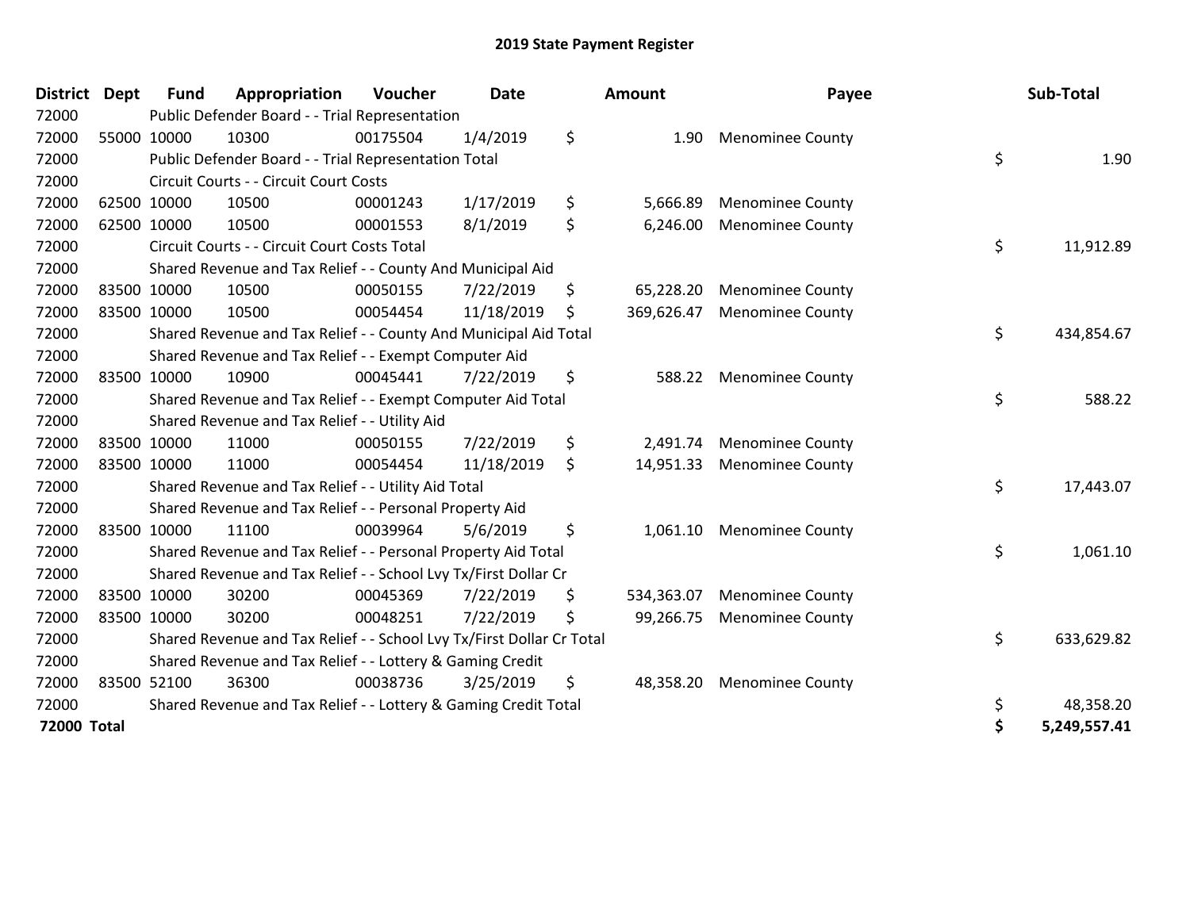## 2019 State Payment Register

| District | Dept | Fund | Appropriation | Voucher | Date | Amount | Payee | Sub-Total |
|---|---|---|---|---|---|---|---|---|
| 72000 | | Public Defender Board - - Trial Representation | | | | | | |
| 72000 | 55000 | 10000 | 10300 | 00175504 | 1/4/2019 | $ 1.90 | Menominee County | |
| 72000 | | Public Defender Board - - Trial Representation Total | | | | | | $ 1.90 |
| 72000 | | Circuit Courts - - Circuit Court Costs | | | | | | |
| 72000 | 62500 | 10000 | 10500 | 00001243 | 1/17/2019 | $ 5,666.89 | Menominee County | |
| 72000 | 62500 | 10000 | 10500 | 00001553 | 8/1/2019 | $ 6,246.00 | Menominee County | |
| 72000 | | Circuit Courts - - Circuit Court Costs Total | | | | | | $ 11,912.89 |
| 72000 | | Shared Revenue and Tax Relief - - County And Municipal Aid | | | | | | |
| 72000 | 83500 | 10000 | 10500 | 00050155 | 7/22/2019 | $ 65,228.20 | Menominee County | |
| 72000 | 83500 | 10000 | 10500 | 00054454 | 11/18/2019 | $ 369,626.47 | Menominee County | |
| 72000 | | Shared Revenue and Tax Relief - - County And Municipal Aid Total | | | | | | $ 434,854.67 |
| 72000 | | Shared Revenue and Tax Relief - - Exempt Computer Aid | | | | | | |
| 72000 | 83500 | 10000 | 10900 | 00045441 | 7/22/2019 | $ 588.22 | Menominee County | |
| 72000 | | Shared Revenue and Tax Relief - - Exempt Computer Aid Total | | | | | | $ 588.22 |
| 72000 | | Shared Revenue and Tax Relief - - Utility Aid | | | | | | |
| 72000 | 83500 | 10000 | 11000 | 00050155 | 7/22/2019 | $ 2,491.74 | Menominee County | |
| 72000 | 83500 | 10000 | 11000 | 00054454 | 11/18/2019 | $ 14,951.33 | Menominee County | |
| 72000 | | Shared Revenue and Tax Relief - - Utility Aid Total | | | | | | $ 17,443.07 |
| 72000 | | Shared Revenue and Tax Relief - - Personal Property Aid | | | | | | |
| 72000 | 83500 | 10000 | 11100 | 00039964 | 5/6/2019 | $ 1,061.10 | Menominee County | |
| 72000 | | Shared Revenue and Tax Relief - - Personal Property Aid Total | | | | | | $ 1,061.10 |
| 72000 | | Shared Revenue and Tax Relief - - School Lvy Tx/First Dollar Cr | | | | | | |
| 72000 | 83500 | 10000 | 30200 | 00045369 | 7/22/2019 | $ 534,363.07 | Menominee County | |
| 72000 | 83500 | 10000 | 30200 | 00048251 | 7/22/2019 | $ 99,266.75 | Menominee County | |
| 72000 | | Shared Revenue and Tax Relief - - School Lvy Tx/First Dollar Cr Total | | | | | | $ 633,629.82 |
| 72000 | | Shared Revenue and Tax Relief - - Lottery & Gaming Credit | | | | | | |
| 72000 | 83500 | 52100 | 36300 | 00038736 | 3/25/2019 | $ 48,358.20 | Menominee County | |
| 72000 | | Shared Revenue and Tax Relief - - Lottery & Gaming Credit Total | | | | | | $ 48,358.20 |
| **72000 Total** | | | | | | | | **$ 5,249,557.41** |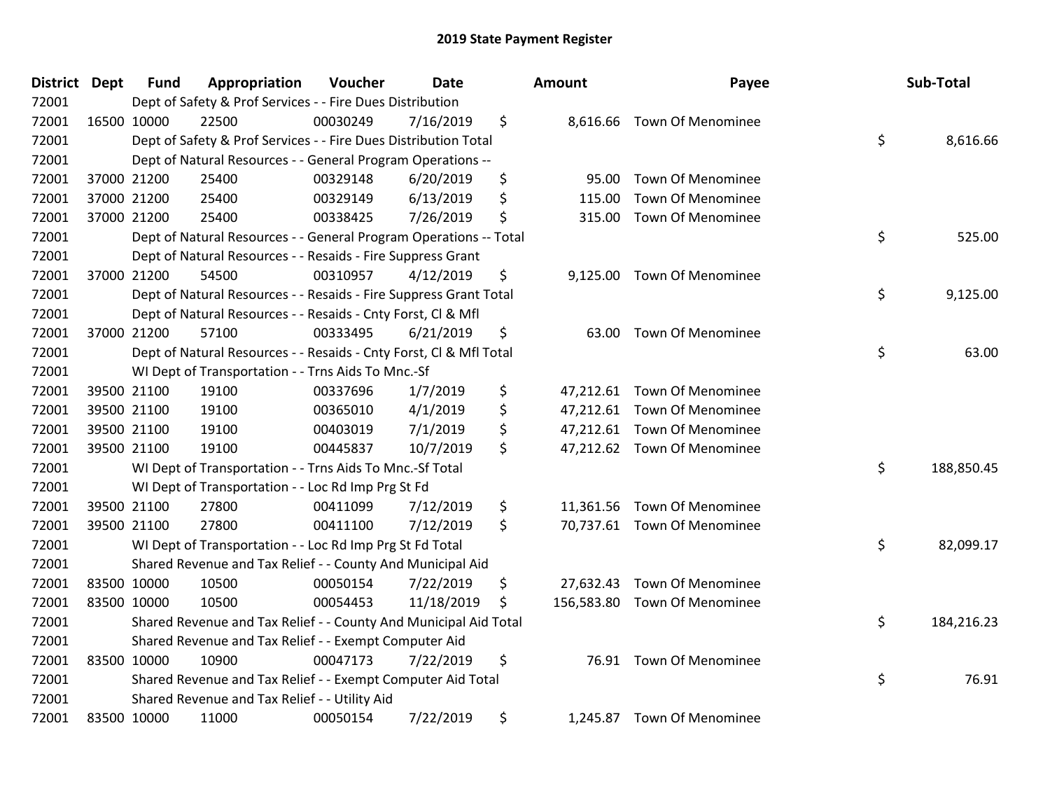# 2019 State Payment Register

| District | Dept | Fund | Appropriation | Voucher | Date | Amount | Payee | Sub-Total |
|---|---|---|---|---|---|---|---|---|
| 72001 | | Dept of Safety & Prof Services - - Fire Dues Distribution | | | | | | |
| 72001 | 16500 | 10000 | 22500 | 00030249 | 7/16/2019 | $ 8,616.66 | Town Of Menominee | |
| 72001 | | Dept of Safety & Prof Services - - Fire Dues Distribution Total | | | | | | $ 8,616.66 |
| 72001 | | Dept of Natural Resources - - General Program Operations -- | | | | | | |
| 72001 | 37000 | 21200 | 25400 | 00329148 | 6/20/2019 | $ 95.00 | Town Of Menominee | |
| 72001 | 37000 | 21200 | 25400 | 00329149 | 6/13/2019 | $ 115.00 | Town Of Menominee | |
| 72001 | 37000 | 21200 | 25400 | 00338425 | 7/26/2019 | $ 315.00 | Town Of Menominee | |
| 72001 | | Dept of Natural Resources - - General Program Operations -- Total | | | | | | $ 525.00 |
| 72001 | | Dept of Natural Resources - - Resaids - Fire Suppress Grant | | | | | | |
| 72001 | 37000 | 21200 | 54500 | 00310957 | 4/12/2019 | $ 9,125.00 | Town Of Menominee | |
| 72001 | | Dept of Natural Resources - - Resaids - Fire Suppress Grant Total | | | | | | $ 9,125.00 |
| 72001 | | Dept of Natural Resources - - Resaids - Cnty Forst, Cl & Mfl | | | | | | |
| 72001 | 37000 | 21200 | 57100 | 00333495 | 6/21/2019 | $ 63.00 | Town Of Menominee | |
| 72001 | | Dept of Natural Resources - - Resaids - Cnty Forst, Cl & Mfl Total | | | | | | $ 63.00 |
| 72001 | | WI Dept of Transportation - - Trns Aids To Mnc.-Sf | | | | | | |
| 72001 | 39500 | 21100 | 19100 | 00337696 | 1/7/2019 | $ 47,212.61 | Town Of Menominee | |
| 72001 | 39500 | 21100 | 19100 | 00365010 | 4/1/2019 | $ 47,212.61 | Town Of Menominee | |
| 72001 | 39500 | 21100 | 19100 | 00403019 | 7/1/2019 | $ 47,212.61 | Town Of Menominee | |
| 72001 | 39500 | 21100 | 19100 | 00445837 | 10/7/2019 | $ 47,212.62 | Town Of Menominee | |
| 72001 | | WI Dept of Transportation - - Trns Aids To Mnc.-Sf Total | | | | | | $ 188,850.45 |
| 72001 | | WI Dept of Transportation - - Loc Rd Imp Prg St Fd | | | | | | |
| 72001 | 39500 | 21100 | 27800 | 00411099 | 7/12/2019 | $ 11,361.56 | Town Of Menominee | |
| 72001 | 39500 | 21100 | 27800 | 00411100 | 7/12/2019 | $ 70,737.61 | Town Of Menominee | |
| 72001 | | WI Dept of Transportation - - Loc Rd Imp Prg St Fd Total | | | | | | $ 82,099.17 |
| 72001 | | Shared Revenue and Tax Relief - - County And Municipal Aid | | | | | | |
| 72001 | 83500 | 10000 | 10500 | 00050154 | 7/22/2019 | $ 27,632.43 | Town Of Menominee | |
| 72001 | 83500 | 10000 | 10500 | 00054453 | 11/18/2019 | $ 156,583.80 | Town Of Menominee | |
| 72001 | | Shared Revenue and Tax Relief - - County And Municipal Aid Total | | | | | | $ 184,216.23 |
| 72001 | | Shared Revenue and Tax Relief - - Exempt Computer Aid | | | | | | |
| 72001 | 83500 | 10000 | 10900 | 00047173 | 7/22/2019 | $ 76.91 | Town Of Menominee | |
| 72001 | | Shared Revenue and Tax Relief - - Exempt Computer Aid Total | | | | | | $ 76.91 |
| 72001 | | Shared Revenue and Tax Relief - - Utility Aid | | | | | | |
| 72001 | 83500 | 10000 | 11000 | 00050154 | 7/22/2019 | $ 1,245.87 | Town Of Menominee | |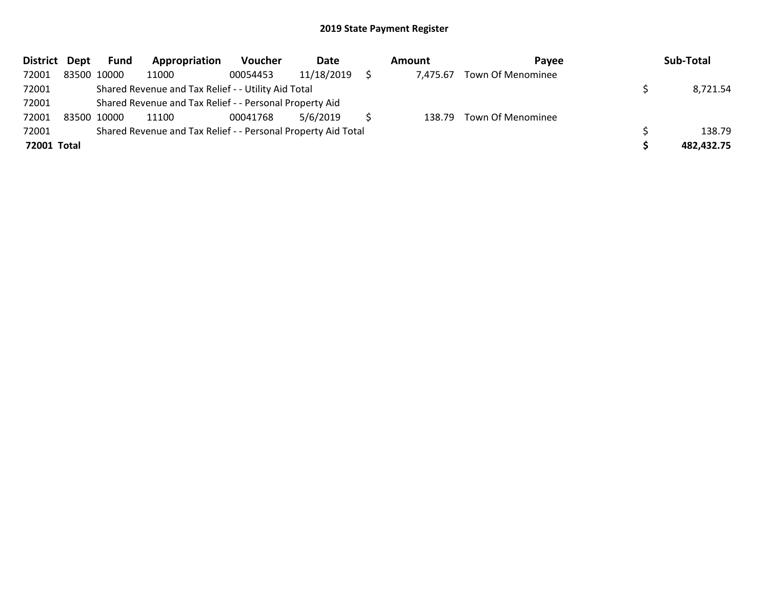# 2019 State Payment Register

| District | Dept | Fund | Appropriation | Voucher | Date | Amount | Payee | Sub-Total |
|---|---|---|---|---|---|---|---|---|
| 72001 | 83500 | 10000 | 11000 | 00054453 | 11/18/2019 | $ 7,475.67 | Town Of Menominee | |
| 72001 | | Shared Revenue and Tax Relief - - Utility Aid Total | | | | | | $ 8,721.54 |
| 72001 | | Shared Revenue and Tax Relief - - Personal Property Aid | | | | | | |
| 72001 | 83500 | 10000 | 11100 | 00041768 | 5/6/2019 | $ 138.79 | Town Of Menominee | |
| 72001 | | Shared Revenue and Tax Relief - - Personal Property Aid Total | | | | | | $ 138.79 |
| **72001** | **Total** | | | | | | | **$ 482,432.75** |